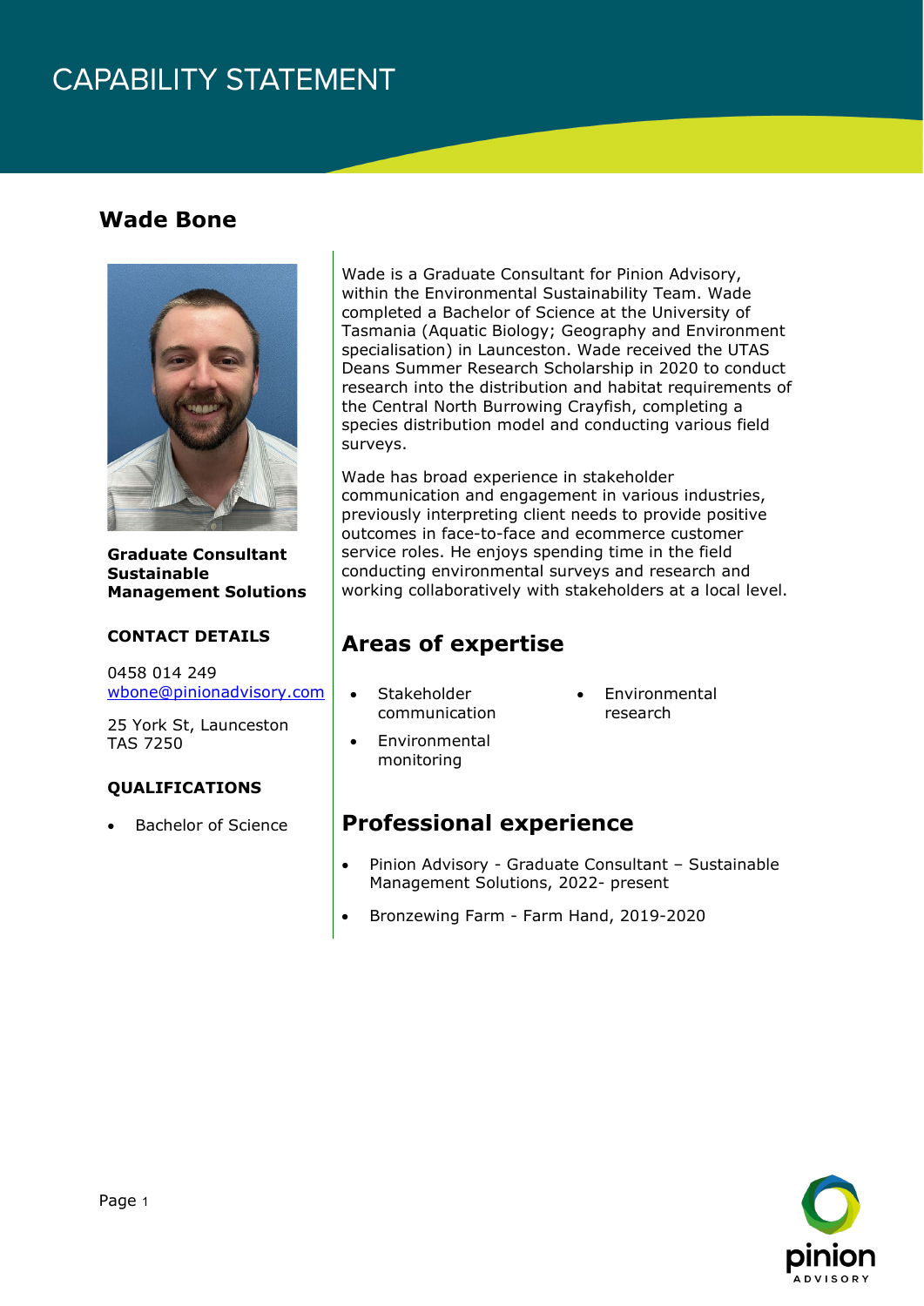# CAPABILITY STATEMENT

## Wade Bone

**Graduate Consultant**
**Sustainable Management Solutions**

**CONTACT DETAILS**

0458 014 249
wbone@pinionadvisory.com

25 York St, Launceston
TAS 7250

**QUALIFICATIONS**

- Bachelor of Science

Wade is a Graduate Consultant for Pinion Advisory, within the Environmental Sustainability Team. Wade completed a Bachelor of Science at the University of Tasmania (Aquatic Biology; Geography and Environment specialisation) in Launceston. Wade received the UTAS Deans Summer Research Scholarship in 2020 to conduct research into the distribution and habitat requirements of the Central North Burrowing Crayfish, completing a species distribution model and conducting various field surveys.

Wade has broad experience in stakeholder communication and engagement in various industries, previously interpreting client needs to provide positive outcomes in face-to-face and ecommerce customer service roles. He enjoys spending time in the field conducting environmental surveys and research and working collaboratively with stakeholders at a local level.

## Areas of expertise

- Stakeholder communication
- Environmental monitoring
- Environmental research

## Professional experience

- Pinion Advisory - Graduate Consultant – Sustainable Management Solutions, 2022- present
- Bronzewing Farm - Farm Hand, 2019-2020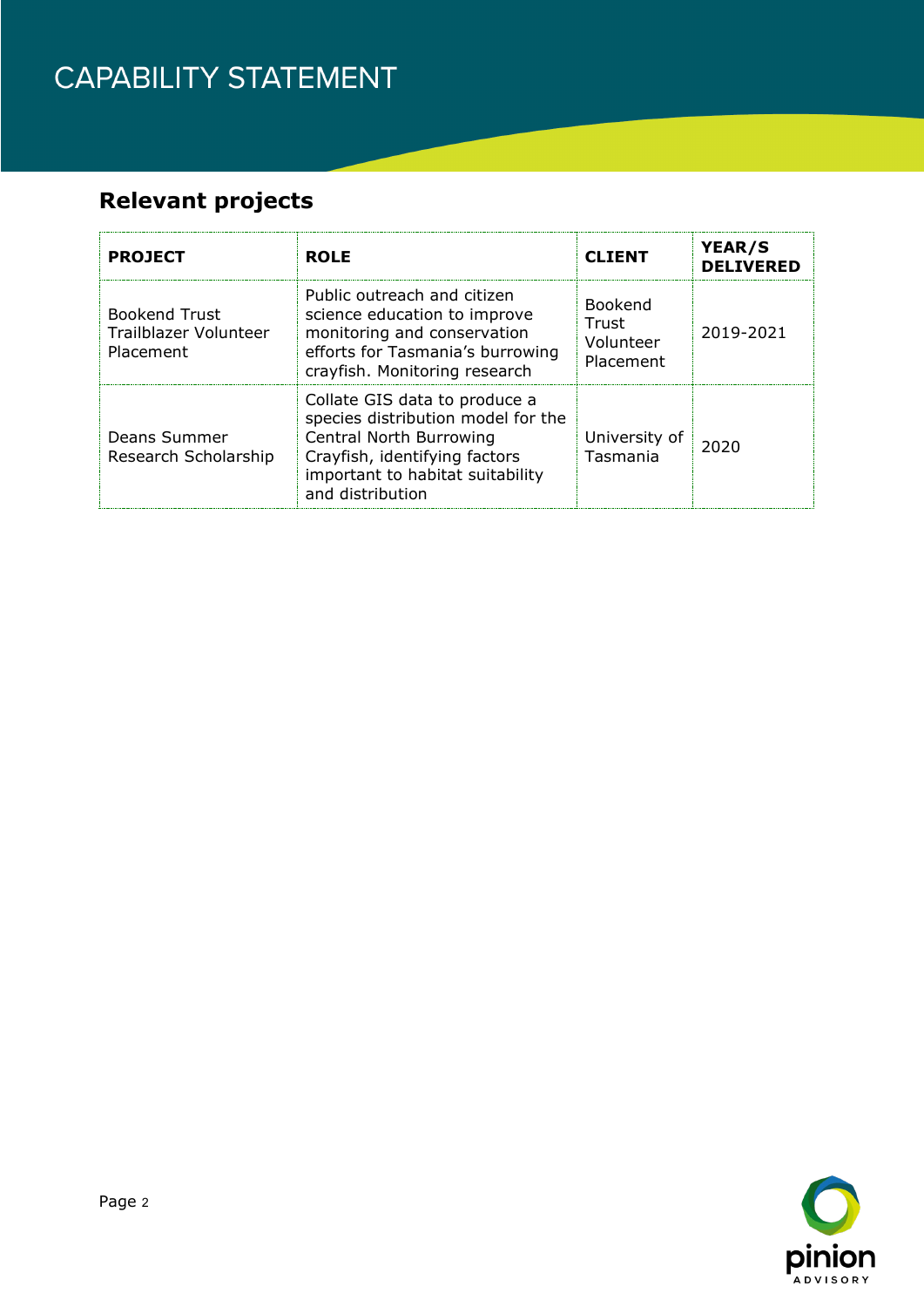# CAPABILITY STATEMENT

## Relevant projects

| PROJECT | ROLE | CLIENT | YEAR/S DELIVERED |
| --- | --- | --- | --- |
| Bookend Trust Trailblazer Volunteer Placement | Public outreach and citizen science education to improve monitoring and conservation efforts for Tasmania's burrowing crayfish. Monitoring research | Bookend Trust Volunteer Placement | 2019-2021 |
| Deans Summer Research Scholarship | Collate GIS data to produce a species distribution model for the Central North Burrowing Crayfish, identifying factors important to habitat suitability and distribution | University of Tasmania | 2020 |